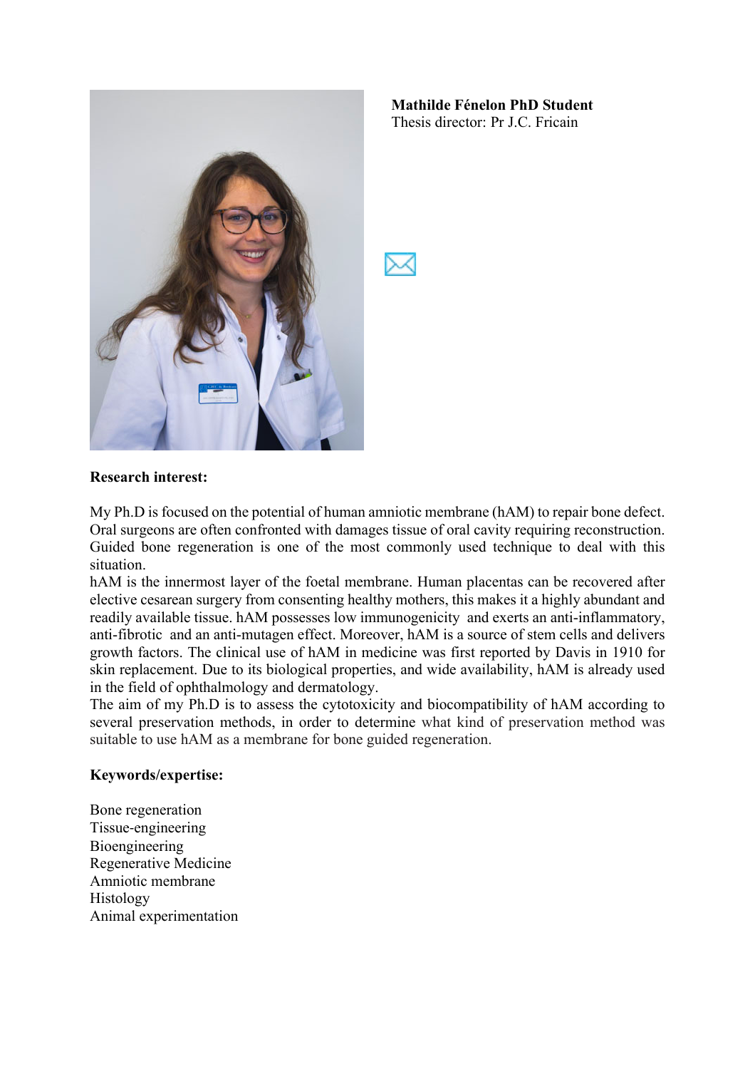**Mathilde Fénelon PhD Student**
Thesis director: Pr J.C. Fricain

**Research interest:**

My Ph.D is focused on the potential of human amniotic membrane (hAM) to repair bone defect. Oral surgeons are often confronted with damages tissue of oral cavity requiring reconstruction. Guided bone regeneration is one of the most commonly used technique to deal with this situation.
hAM is the innermost layer of the foetal membrane. Human placentas can be recovered after elective cesarean surgery from consenting healthy mothers, this makes it a highly abundant and readily available tissue. hAM possesses low immunogenicity and exerts an anti-inflammatory, anti-fibrotic and an anti-mutagen effect. Moreover, hAM is a source of stem cells and delivers growth factors. The clinical use of hAM in medicine was first reported by Davis in 1910 for skin replacement. Due to its biological properties, and wide availability, hAM is already used in the field of ophthalmology and dermatology.
The aim of my Ph.D is to assess the cytotoxicity and biocompatibility of hAM according to several preservation methods, in order to determine what kind of preservation method was suitable to use hAM as a membrane for bone guided regeneration.

**Keywords/expertise:**

Bone regeneration
Tissue-engineering
Bioengineering
Regenerative Medicine
Amniotic membrane
Histology
Animal experimentation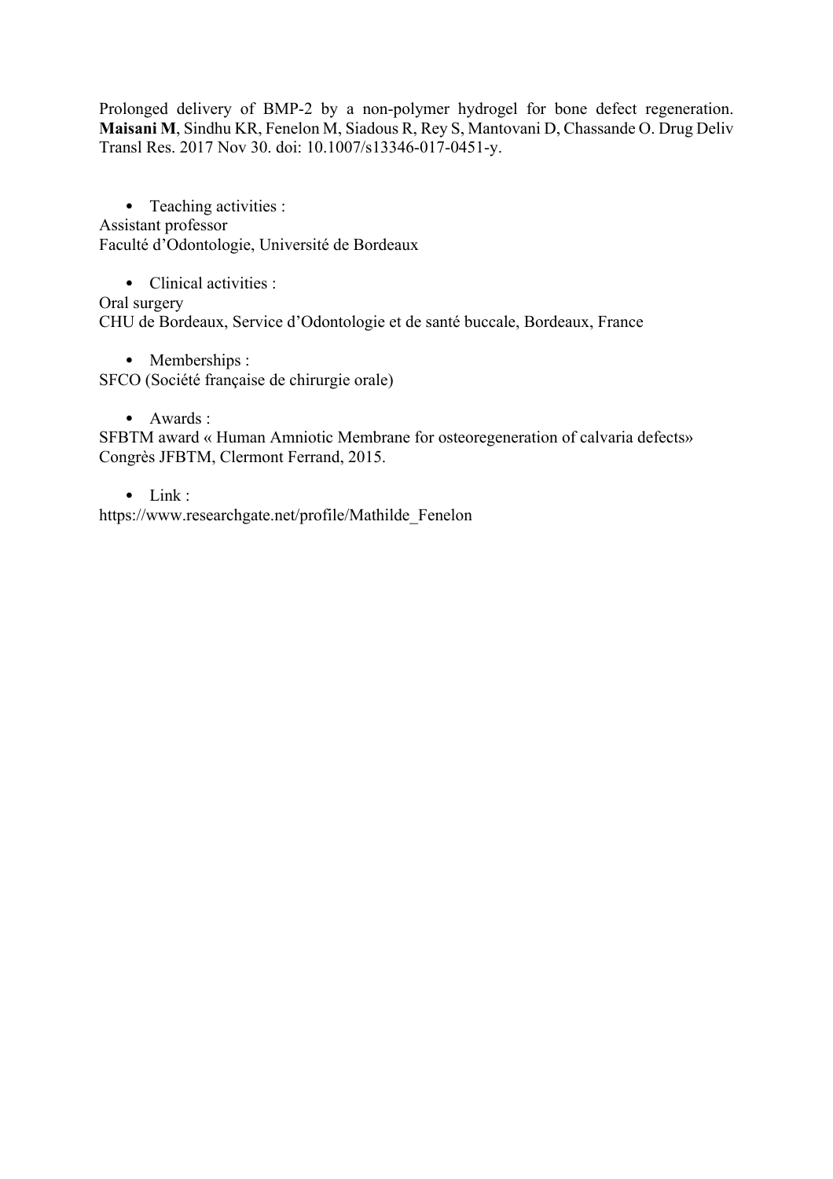Prolonged delivery of BMP-2 by a non-polymer hydrogel for bone defect regeneration. **Maisani M**, Sindhu KR, Fenelon M, Siadous R, Rey S, Mantovani D, Chassande O. Drug Deliv Transl Res. 2017 Nov 30. doi: 10.1007/s13346-017-0451-y.

- Teaching activities :

Assistant professor
Faculté d'Odontologie, Université de Bordeaux

- Clinical activities :

Oral surgery
CHU de Bordeaux, Service d'Odontologie et de santé buccale, Bordeaux, France

- Memberships :

SFCO (Société française de chirurgie orale)

- Awards :

SFBTM award « Human Amniotic Membrane for osteoregeneration of calvaria defects» Congrès JFBTM, Clermont Ferrand, 2015.

- Link :

https://www.researchgate.net/profile/Mathilde_Fenelon